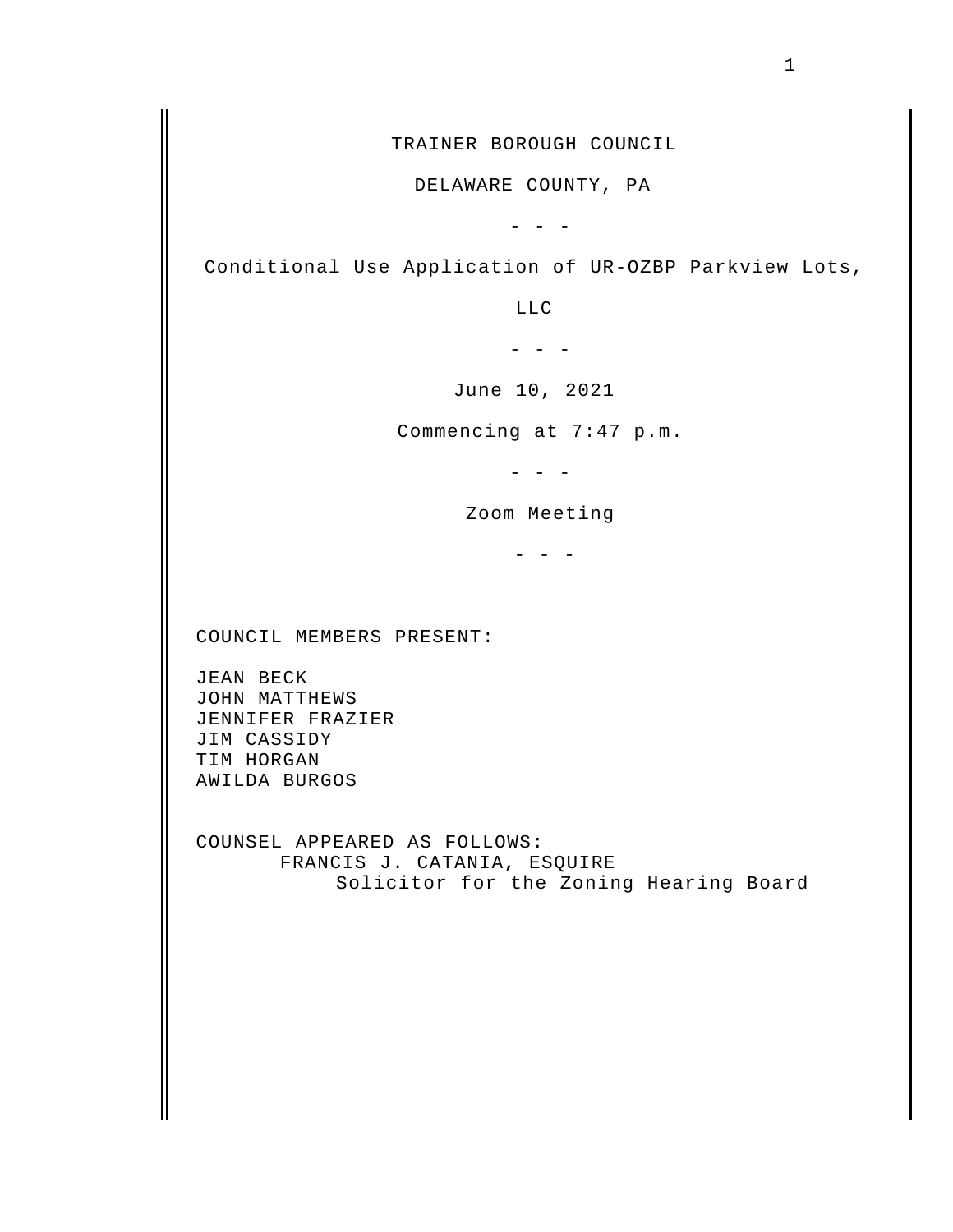TRAINER BOROUGH COUNCIL

DELAWARE COUNTY, PA

- - -

Conditional Use Application of UR-OZBP Parkview Lots, LLC

- - -

June 10, 2021

Commencing at 7:47 p.m.

- - -

Zoom Meeting

- - -

COUNCIL MEMBERS PRESENT:

JEAN BECK
JOHN MATTHEWS
JENNIFER FRAZIER
JIM CASSIDY
TIM HORGAN
AWILDA BURGOS

COUNSEL APPEARED AS FOLLOWS:

FRANCIS J. CATANIA, ESQUIRE
Solicitor for the Zoning Hearing Board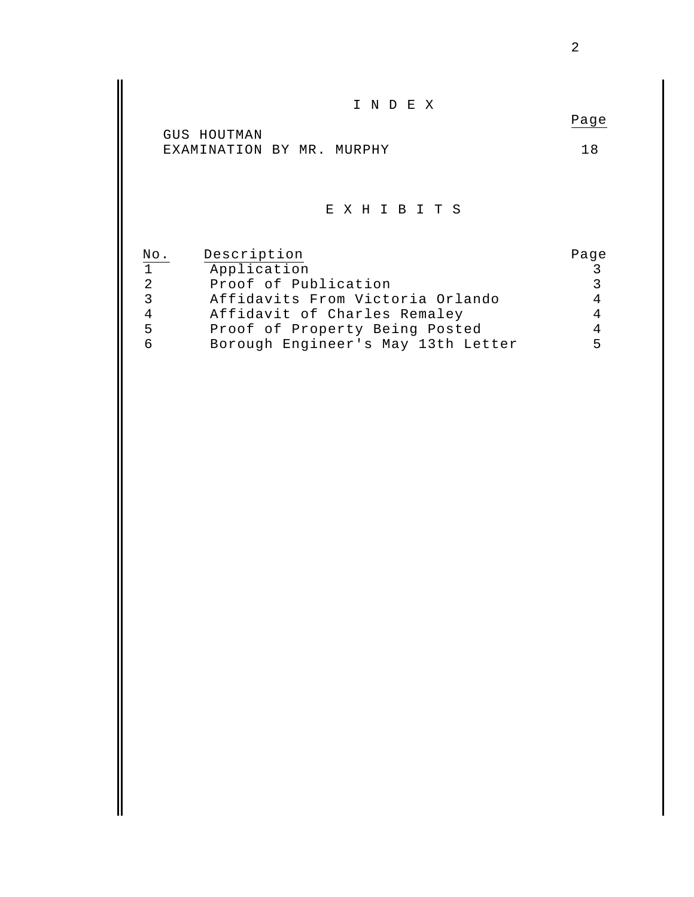# I N D E X

| | Page |
|---|---|
| GUS HOUTMAN | |
| EXAMINATION BY MR. MURPHY | 18 |

# E X H I B I T S

| No. | Description | Page |
|---|---|---|
| 1 | Application | 3 |
| 2 | Proof of Publication | 3 |
| 3 | Affidavits From Victoria Orlando | 4 |
| 4 | Affidavit of Charles Remaley | 4 |
| 5 | Proof of Property Being Posted | 4 |
| 6 | Borough Engineer's May 13th Letter | 5 |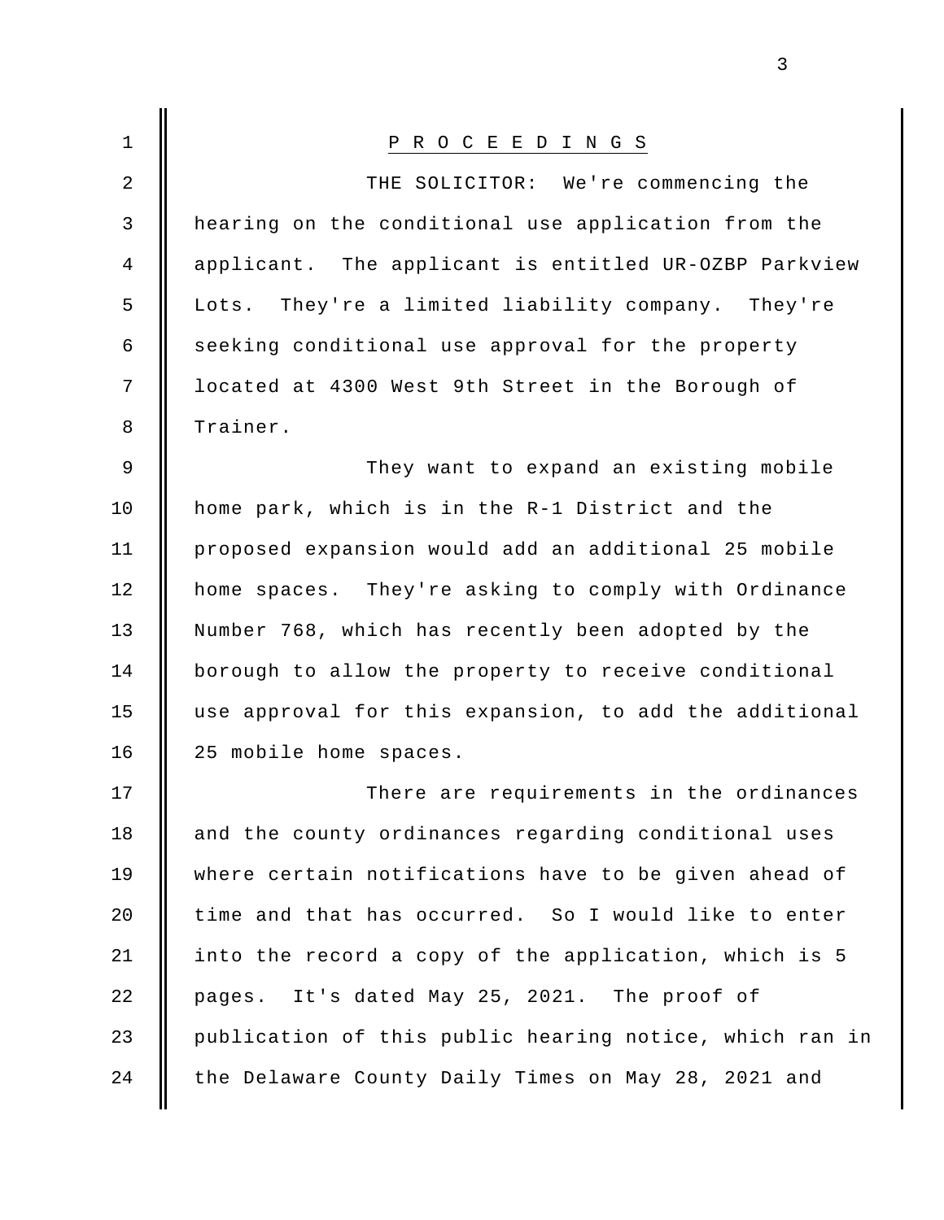P R O C E E D I N G S

THE SOLICITOR: We're commencing the hearing on the conditional use application from the applicant. The applicant is entitled UR-OZBP Parkview Lots. They're a limited liability company. They're seeking conditional use approval for the property located at 4300 West 9th Street in the Borough of Trainer.

They want to expand an existing mobile home park, which is in the R-1 District and the proposed expansion would add an additional 25 mobile home spaces. They're asking to comply with Ordinance Number 768, which has recently been adopted by the borough to allow the property to receive conditional use approval for this expansion, to add the additional 25 mobile home spaces.

There are requirements in the ordinances and the county ordinances regarding conditional uses where certain notifications have to be given ahead of time and that has occurred. So I would like to enter into the record a copy of the application, which is 5 pages. It's dated May 25, 2021. The proof of publication of this public hearing notice, which ran in the Delaware County Daily Times on May 28, 2021 and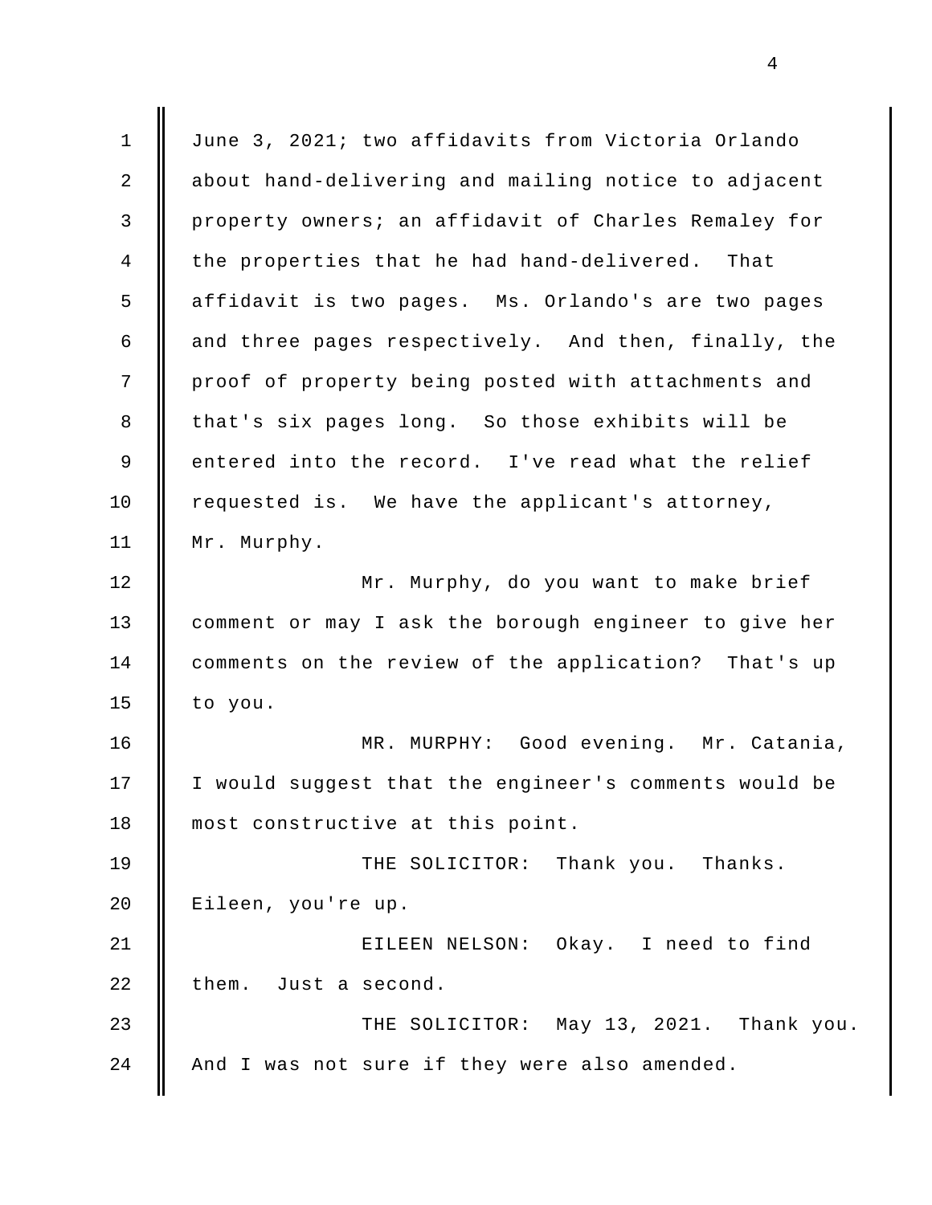June 3, 2021; two affidavits from Victoria Orlando about hand-delivering and mailing notice to adjacent property owners; an affidavit of Charles Remaley for the properties that he had hand-delivered. That affidavit is two pages. Ms. Orlando's are two pages and three pages respectively. And then, finally, the proof of property being posted with attachments and that's six pages long. So those exhibits will be entered into the record. I've read what the relief requested is. We have the applicant's attorney, Mr. Murphy.

Mr. Murphy, do you want to make brief comment or may I ask the borough engineer to give her comments on the review of the application? That's up to you.

MR. MURPHY: Good evening. Mr. Catania, I would suggest that the engineer's comments would be most constructive at this point.

THE SOLICITOR: Thank you. Thanks. Eileen, you're up.

EILEEN NELSON: Okay. I need to find them. Just a second.

THE SOLICITOR: May 13, 2021. Thank you. And I was not sure if they were also amended.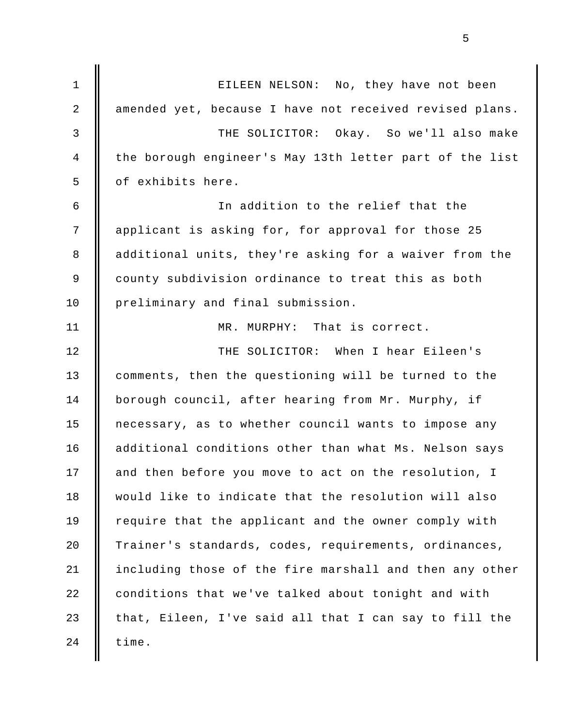EILEEN NELSON: No, they have not been amended yet, because I have not received revised plans.

THE SOLICITOR: Okay. So we'll also make the borough engineer's May 13th letter part of the list of exhibits here.

In addition to the relief that the applicant is asking for, for approval for those 25 additional units, they're asking for a waiver from the county subdivision ordinance to treat this as both preliminary and final submission.

MR. MURPHY: That is correct.

THE SOLICITOR: When I hear Eileen's comments, then the questioning will be turned to the borough council, after hearing from Mr. Murphy, if necessary, as to whether council wants to impose any additional conditions other than what Ms. Nelson says and then before you move to act on the resolution, I would like to indicate that the resolution will also require that the applicant and the owner comply with Trainer's standards, codes, requirements, ordinances, including those of the fire marshall and then any other conditions that we've talked about tonight and with that, Eileen, I've said all that I can say to fill the time.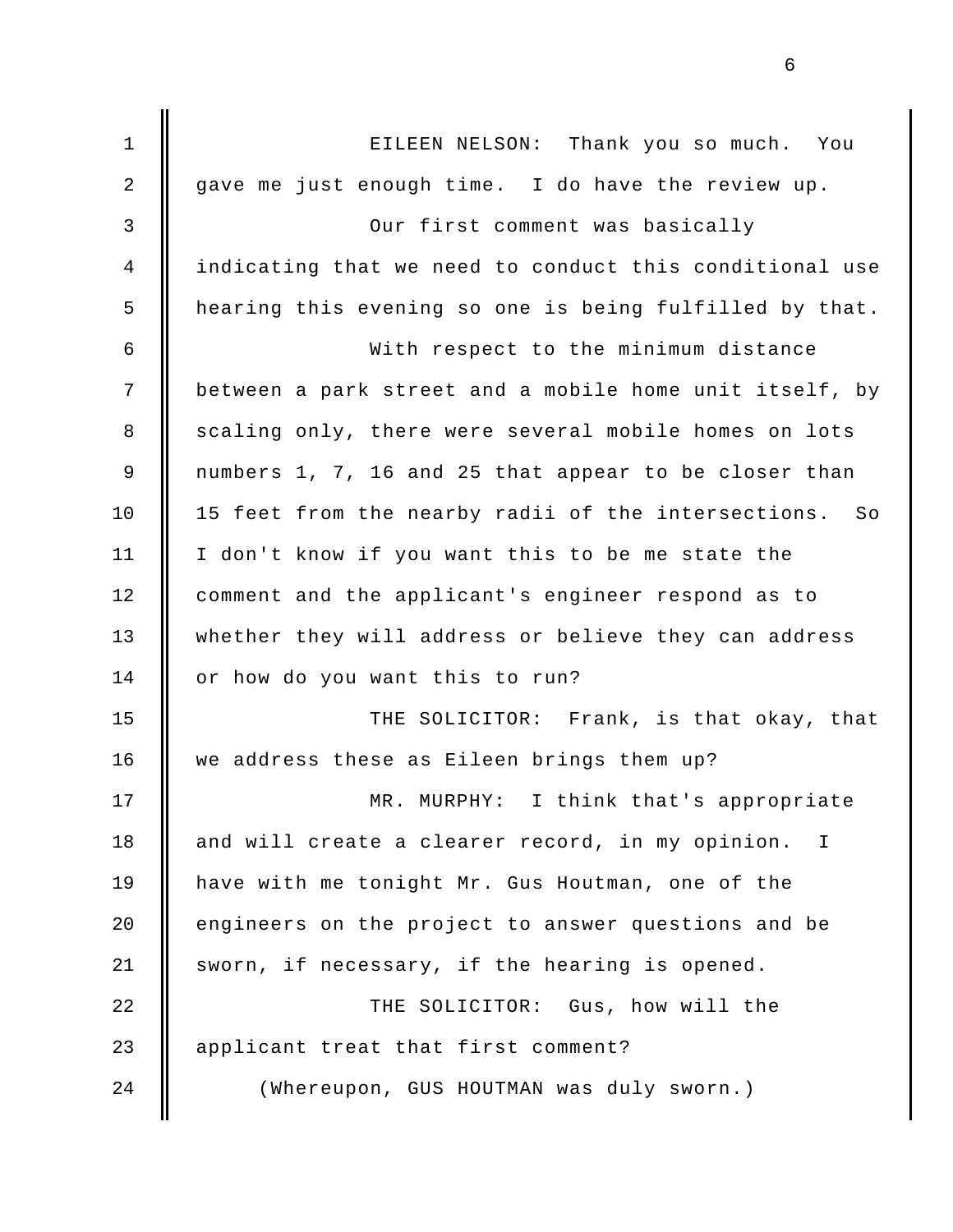EILEEN NELSON: Thank you so much. You gave me just enough time. I do have the review up.

Our first comment was basically indicating that we need to conduct this conditional use hearing this evening so one is being fulfilled by that.

With respect to the minimum distance between a park street and a mobile home unit itself, by scaling only, there were several mobile homes on lots numbers 1, 7, 16 and 25 that appear to be closer than 15 feet from the nearby radii of the intersections. So I don't know if you want this to be me state the comment and the applicant's engineer respond as to whether they will address or believe they can address or how do you want this to run?

THE SOLICITOR: Frank, is that okay, that we address these as Eileen brings them up?

MR. MURPHY: I think that's appropriate and will create a clearer record, in my opinion. I have with me tonight Mr. Gus Houtman, one of the engineers on the project to answer questions and be sworn, if necessary, if the hearing is opened.

THE SOLICITOR: Gus, how will the applicant treat that first comment?

(Whereupon, GUS HOUTMAN was duly sworn.)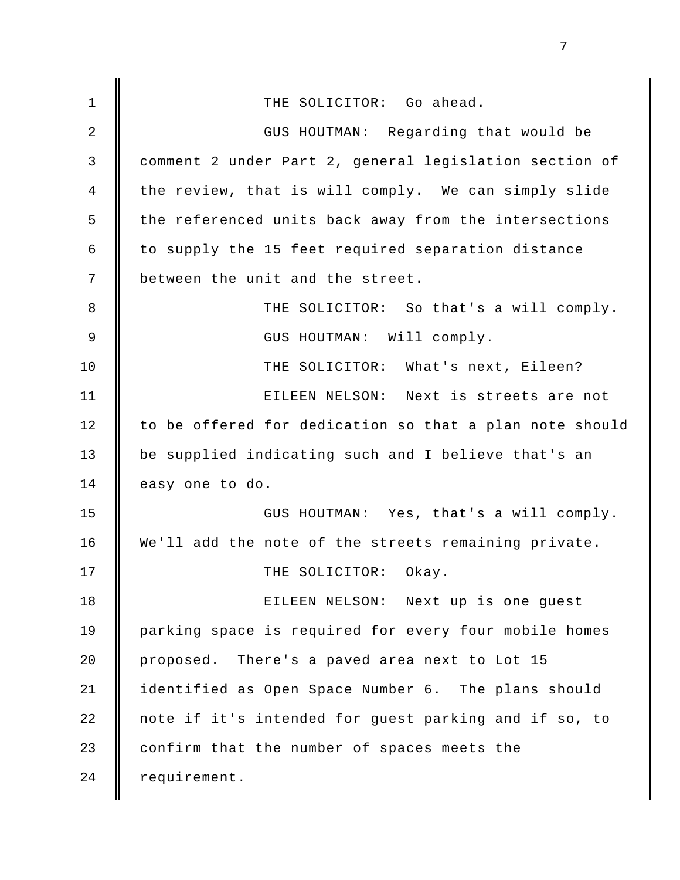THE SOLICITOR: Go ahead.

GUS HOUTMAN: Regarding that would be comment 2 under Part 2, general legislation section of the review, that is will comply. We can simply slide the referenced units back away from the intersections to supply the 15 feet required separation distance between the unit and the street.

THE SOLICITOR: So that's a will comply.

GUS HOUTMAN: Will comply.

THE SOLICITOR: What's next, Eileen?

EILEEN NELSON: Next is streets are not to be offered for dedication so that a plan note should be supplied indicating such and I believe that's an easy one to do.

GUS HOUTMAN: Yes, that's a will comply. We'll add the note of the streets remaining private.

THE SOLICITOR: Okay.

EILEEN NELSON: Next up is one guest parking space is required for every four mobile homes proposed. There's a paved area next to Lot 15 identified as Open Space Number 6. The plans should note if it's intended for guest parking and if so, to confirm that the number of spaces meets the requirement.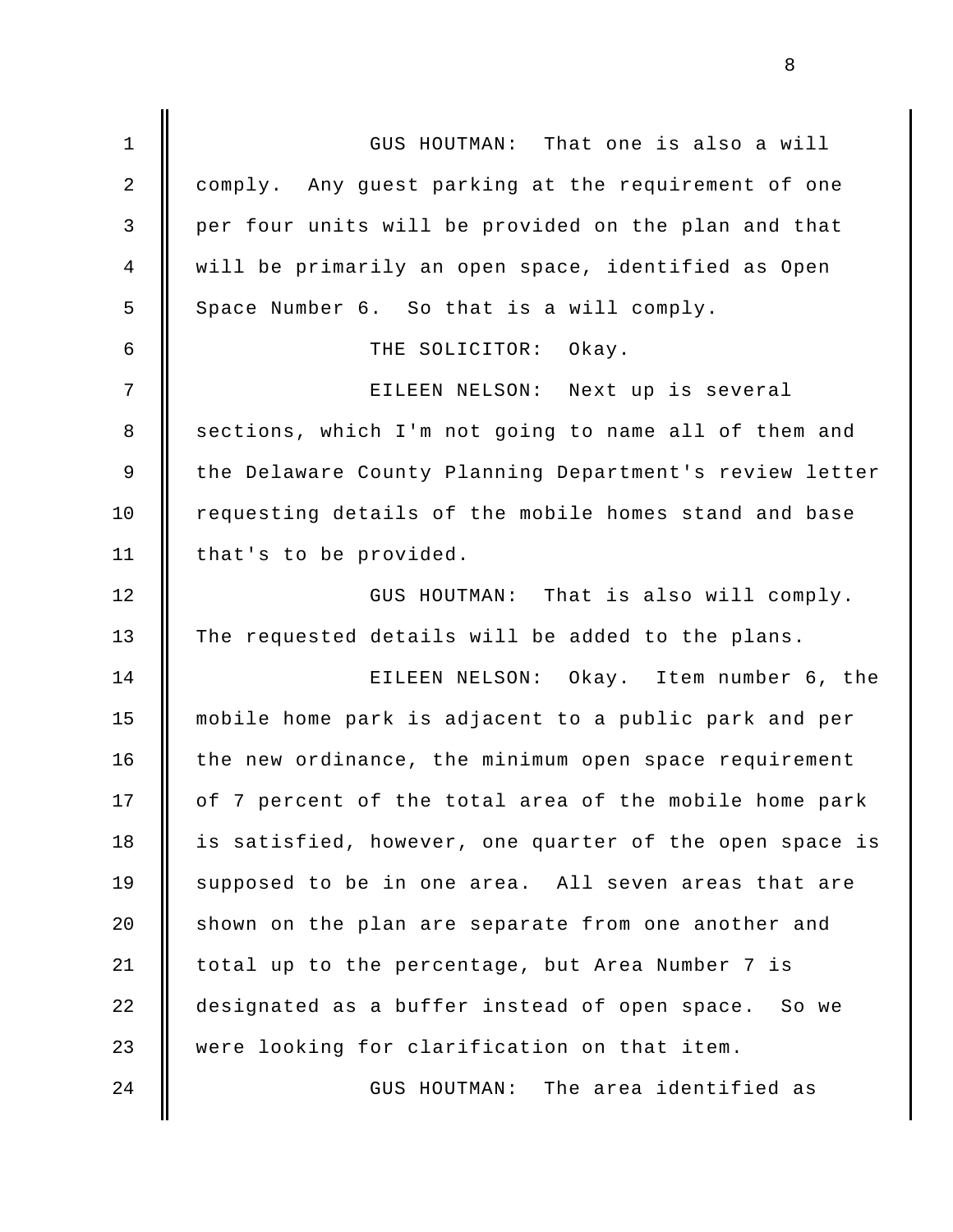GUS HOUTMAN: That one is also a will comply. Any guest parking at the requirement of one per four units will be provided on the plan and that will be primarily an open space, identified as Open Space Number 6. So that is a will comply.

THE SOLICITOR: Okay.

EILEEN NELSON: Next up is several sections, which I'm not going to name all of them and the Delaware County Planning Department's review letter requesting details of the mobile homes stand and base that's to be provided.

GUS HOUTMAN: That is also will comply. The requested details will be added to the plans.

EILEEN NELSON: Okay. Item number 6, the mobile home park is adjacent to a public park and per the new ordinance, the minimum open space requirement of 7 percent of the total area of the mobile home park is satisfied, however, one quarter of the open space is supposed to be in one area. All seven areas that are shown on the plan are separate from one another and total up to the percentage, but Area Number 7 is designated as a buffer instead of open space. So we were looking for clarification on that item.

GUS HOUTMAN: The area identified as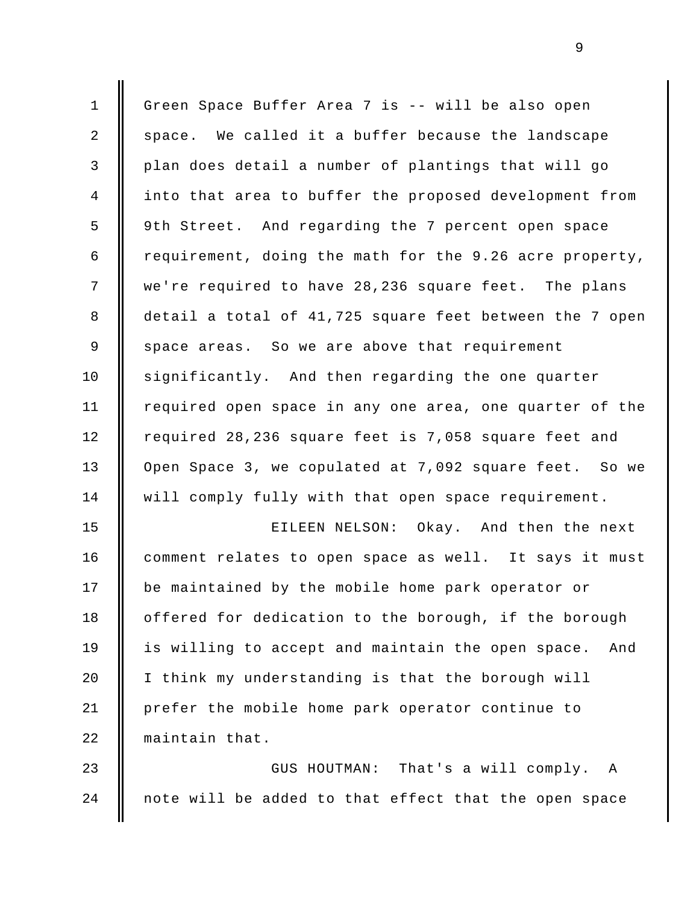Green Space Buffer Area 7 is -- will be also open space. We called it a buffer because the landscape plan does detail a number of plantings that will go into that area to buffer the proposed development from 9th Street. And regarding the 7 percent open space requirement, doing the math for the 9.26 acre property, we're required to have 28,236 square feet. The plans detail a total of 41,725 square feet between the 7 open space areas. So we are above that requirement significantly. And then regarding the one quarter required open space in any one area, one quarter of the required 28,236 square feet is 7,058 square feet and Open Space 3, we copulated at 7,092 square feet. So we will comply fully with that open space requirement.

EILEEN NELSON: Okay. And then the next comment relates to open space as well. It says it must be maintained by the mobile home park operator or offered for dedication to the borough, if the borough is willing to accept and maintain the open space. And I think my understanding is that the borough will prefer the mobile home park operator continue to maintain that.

GUS HOUTMAN: That's a will comply. A note will be added to that effect that the open space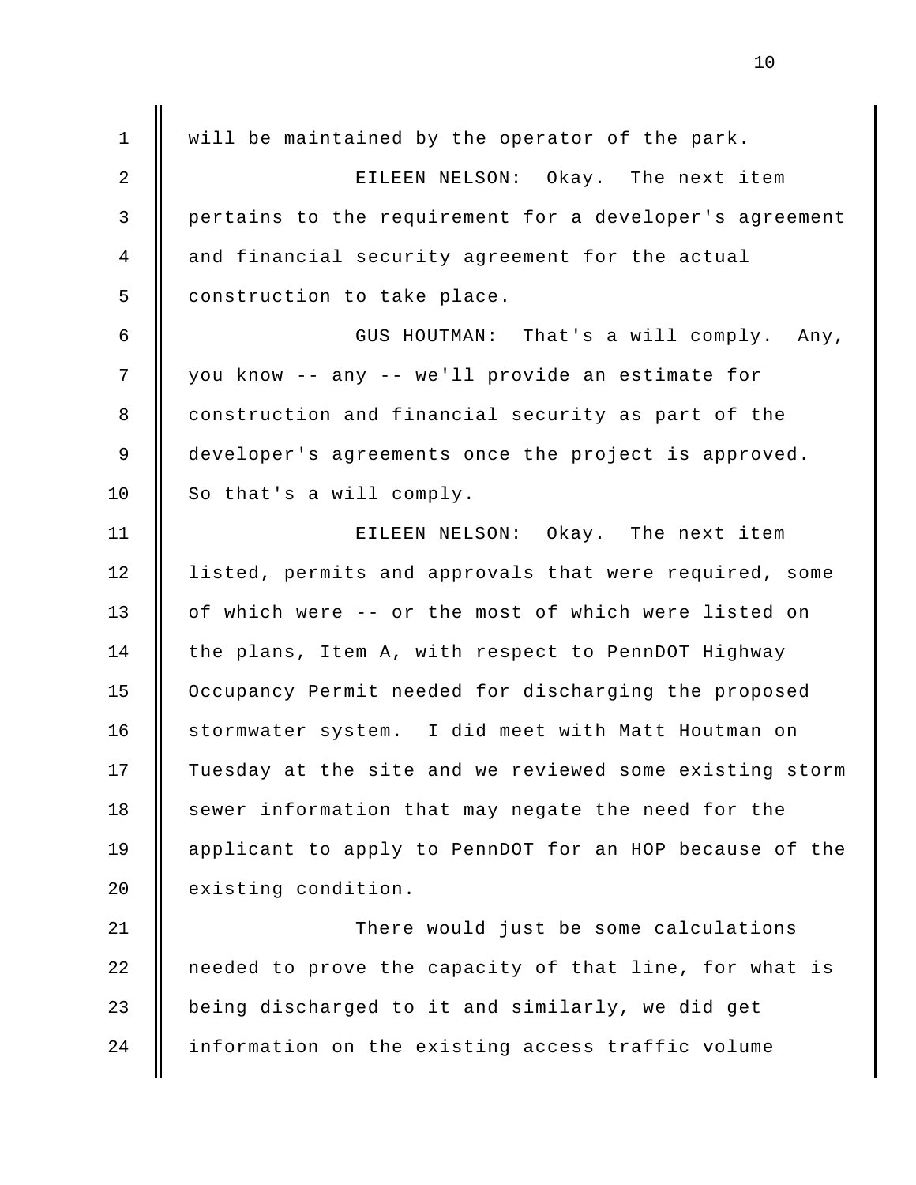will be maintained by the operator of the park.

EILEEN NELSON: Okay. The next item pertains to the requirement for a developer's agreement and financial security agreement for the actual construction to take place.

GUS HOUTMAN: That's a will comply. Any, you know -- any -- we'll provide an estimate for construction and financial security as part of the developer's agreements once the project is approved. So that's a will comply.

EILEEN NELSON: Okay. The next item listed, permits and approvals that were required, some of which were -- or the most of which were listed on the plans, Item A, with respect to PennDOT Highway Occupancy Permit needed for discharging the proposed stormwater system. I did meet with Matt Houtman on Tuesday at the site and we reviewed some existing storm sewer information that may negate the need for the applicant to apply to PennDOT for an HOP because of the existing condition.

There would just be some calculations needed to prove the capacity of that line, for what is being discharged to it and similarly, we did get information on the existing access traffic volume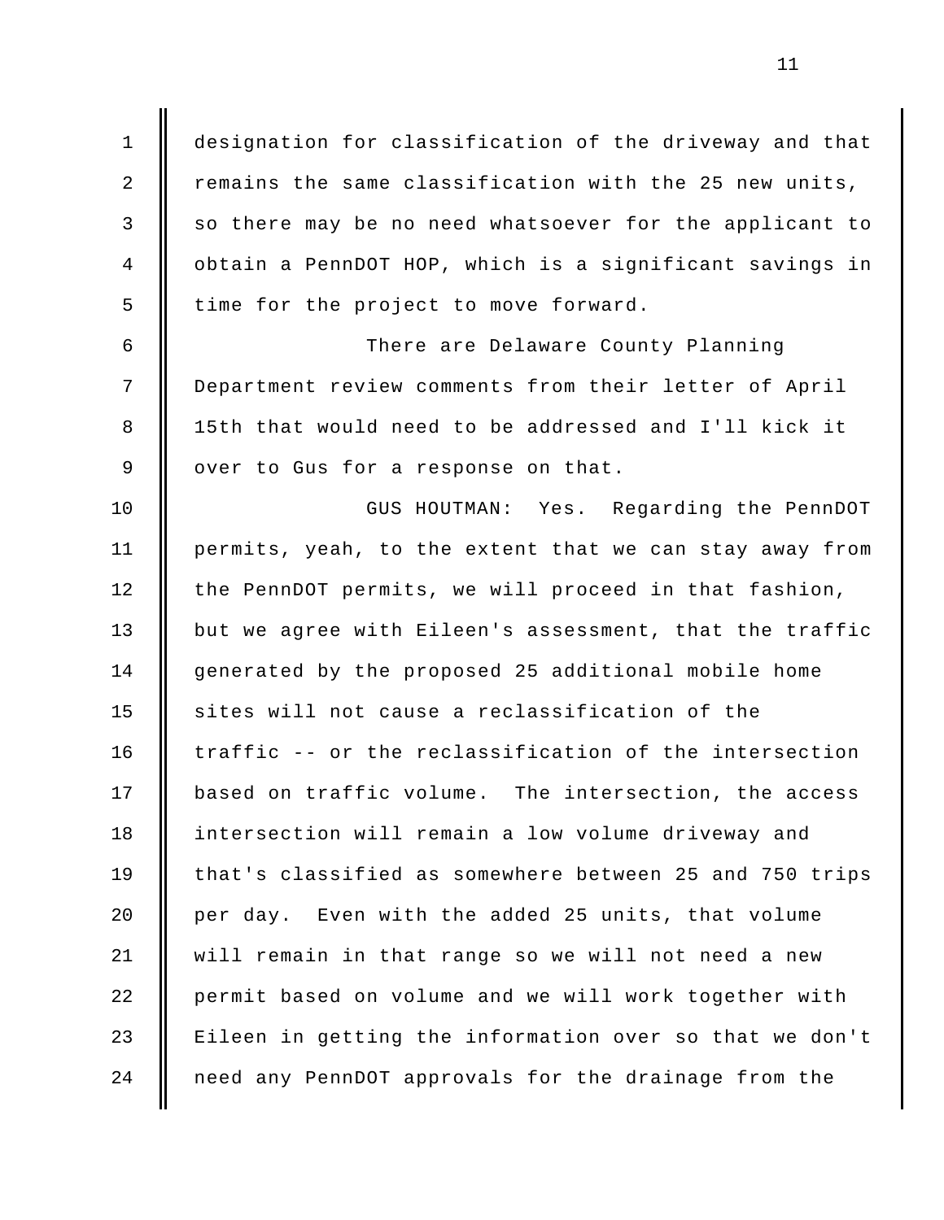designation for classification of the driveway and that remains the same classification with the 25 new units, so there may be no need whatsoever for the applicant to obtain a PennDOT HOP, which is a significant savings in time for the project to move forward.

There are Delaware County Planning Department review comments from their letter of April 15th that would need to be addressed and I'll kick it over to Gus for a response on that.

GUS HOUTMAN: Yes. Regarding the PennDOT permits, yeah, to the extent that we can stay away from the PennDOT permits, we will proceed in that fashion, but we agree with Eileen's assessment, that the traffic generated by the proposed 25 additional mobile home sites will not cause a reclassification of the traffic -- or the reclassification of the intersection based on traffic volume. The intersection, the access intersection will remain a low volume driveway and that's classified as somewhere between 25 and 750 trips per day. Even with the added 25 units, that volume will remain in that range so we will not need a new permit based on volume and we will work together with Eileen in getting the information over so that we don't need any PennDOT approvals for the drainage from the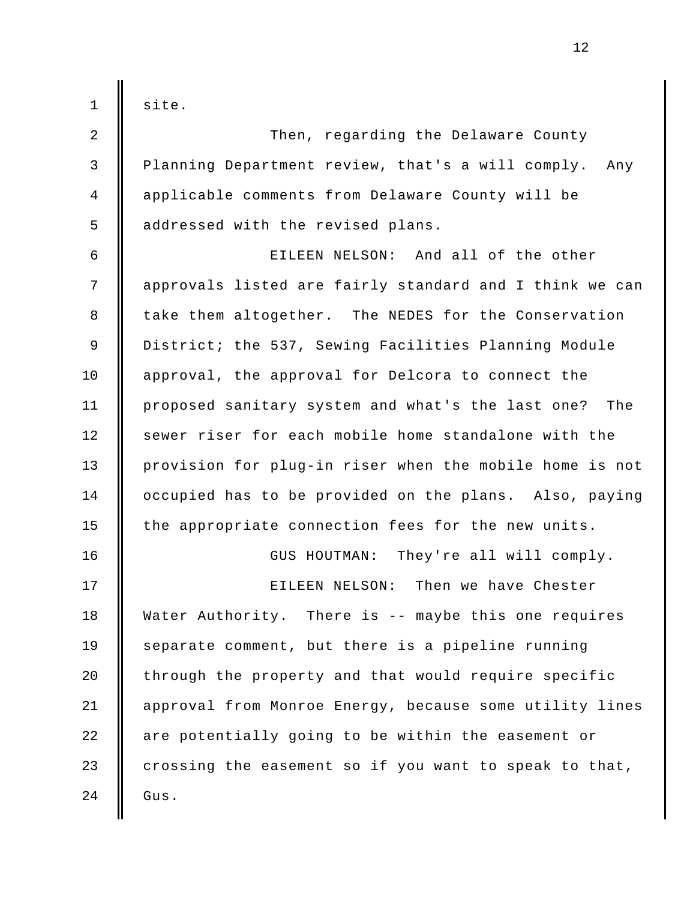site.

Then, regarding the Delaware County Planning Department review, that's a will comply. Any applicable comments from Delaware County will be addressed with the revised plans.

EILEEN NELSON: And all of the other approvals listed are fairly standard and I think we can take them altogether. The NEDES for the Conservation District; the 537, Sewing Facilities Planning Module approval, the approval for Delcora to connect the proposed sanitary system and what's the last one? The sewer riser for each mobile home standalone with the provision for plug-in riser when the mobile home is not occupied has to be provided on the plans. Also, paying the appropriate connection fees for the new units.

GUS HOUTMAN: They're all will comply.

EILEEN NELSON: Then we have Chester Water Authority. There is -- maybe this one requires separate comment, but there is a pipeline running through the property and that would require specific approval from Monroe Energy, because some utility lines are potentially going to be within the easement or crossing the easement so if you want to speak to that, Gus.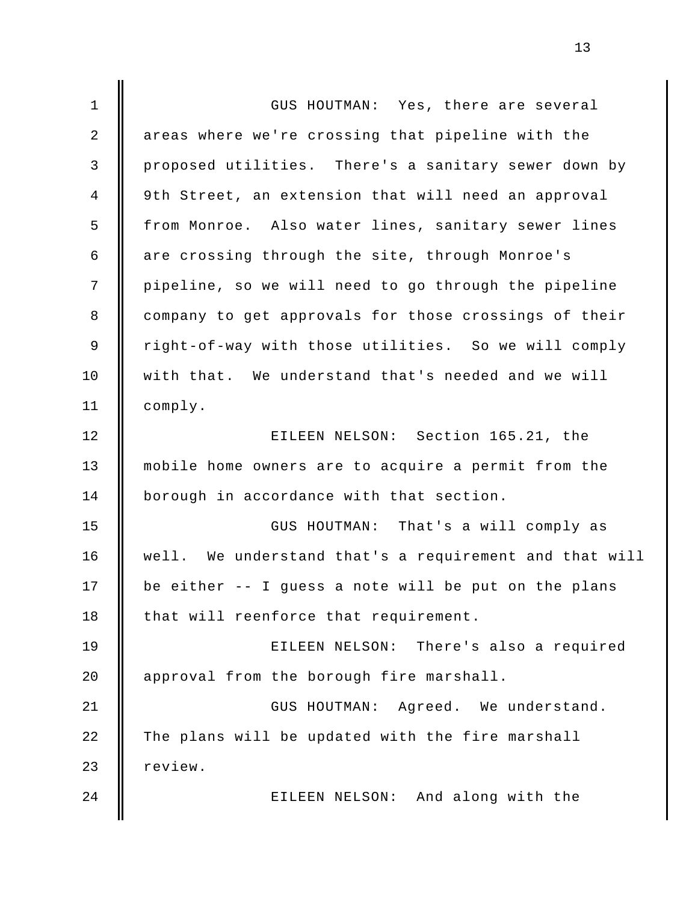GUS HOUTMAN: Yes, there are several areas where we're crossing that pipeline with the proposed utilities. There's a sanitary sewer down by 9th Street, an extension that will need an approval from Monroe. Also water lines, sanitary sewer lines are crossing through the site, through Monroe's pipeline, so we will need to go through the pipeline company to get approvals for those crossings of their right-of-way with those utilities. So we will comply with that. We understand that's needed and we will comply.

EILEEN NELSON: Section 165.21, the mobile home owners are to acquire a permit from the borough in accordance with that section.

GUS HOUTMAN: That's a will comply as well. We understand that's a requirement and that will be either -- I guess a note will be put on the plans that will reenforce that requirement.

EILEEN NELSON: There's also a required approval from the borough fire marshall.

GUS HOUTMAN: Agreed. We understand. The plans will be updated with the fire marshall review.

EILEEN NELSON: And along with the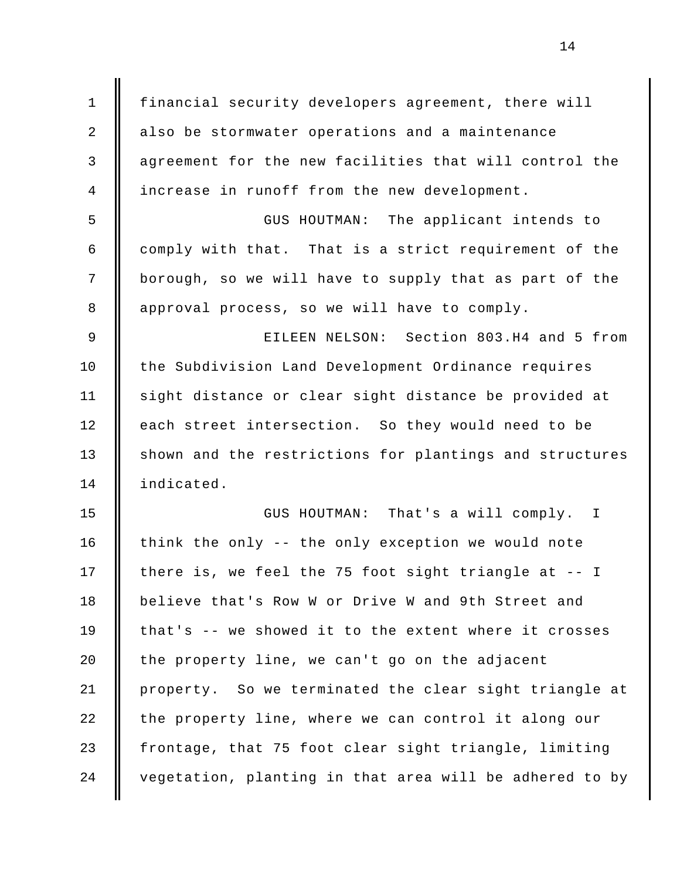financial security developers agreement, there will also be stormwater operations and a maintenance agreement for the new facilities that will control the increase in runoff from the new development.

GUS HOUTMAN: The applicant intends to comply with that. That is a strict requirement of the borough, so we will have to supply that as part of the approval process, so we will have to comply.

EILEEN NELSON: Section 803.H4 and 5 from the Subdivision Land Development Ordinance requires sight distance or clear sight distance be provided at each street intersection. So they would need to be shown and the restrictions for plantings and structures indicated.

GUS HOUTMAN: That's a will comply. I think the only -- the only exception we would note there is, we feel the 75 foot sight triangle at -- I believe that's Row W or Drive W and 9th Street and that's -- we showed it to the extent where it crosses the property line, we can't go on the adjacent property. So we terminated the clear sight triangle at the property line, where we can control it along our frontage, that 75 foot clear sight triangle, limiting vegetation, planting in that area will be adhered to by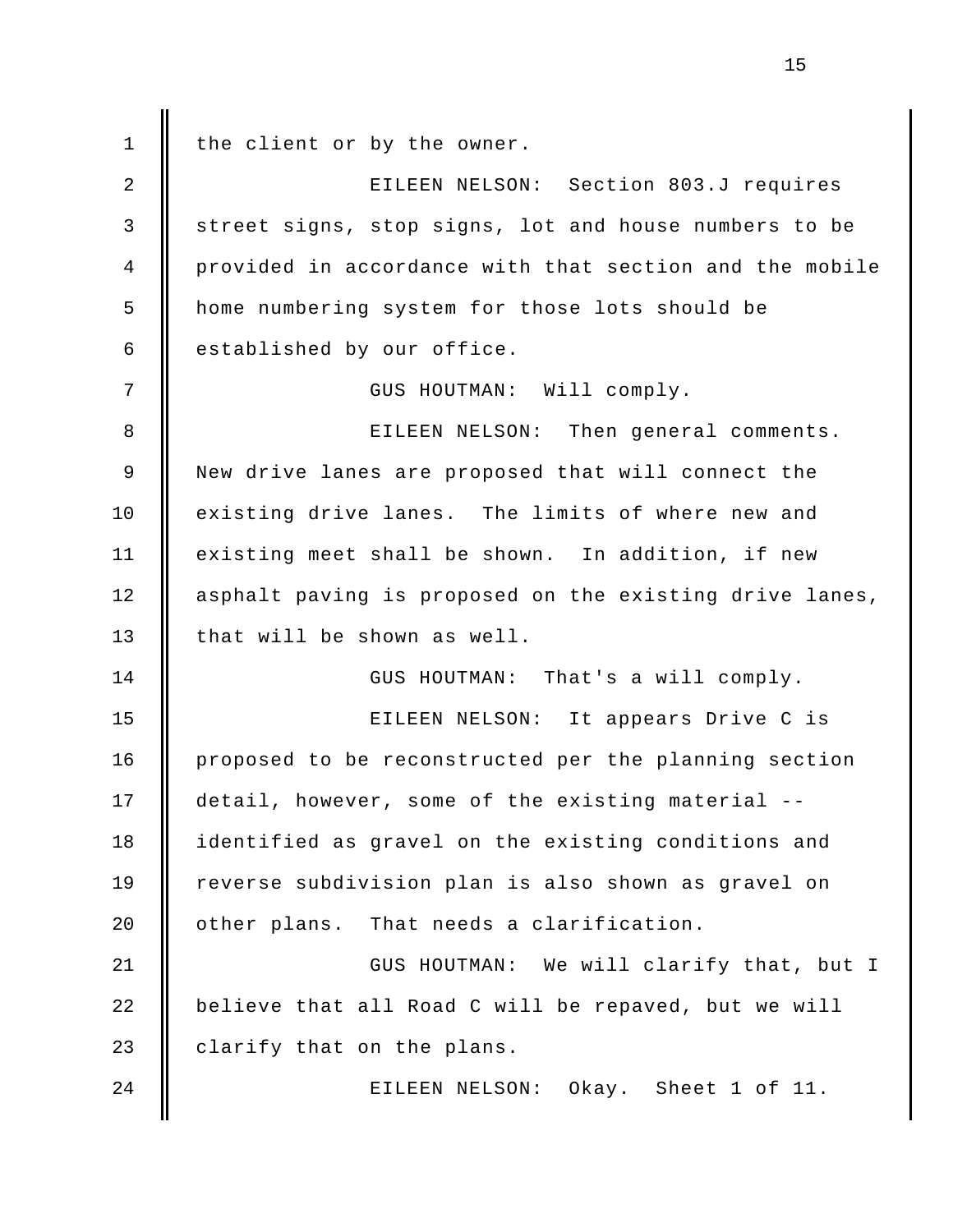the client or by the owner.

EILEEN NELSON: Section 803.J requires street signs, stop signs, lot and house numbers to be provided in accordance with that section and the mobile home numbering system for those lots should be established by our office.

GUS HOUTMAN: Will comply.

EILEEN NELSON: Then general comments. New drive lanes are proposed that will connect the existing drive lanes. The limits of where new and existing meet shall be shown. In addition, if new asphalt paving is proposed on the existing drive lanes, that will be shown as well.

GUS HOUTMAN: That's a will comply.

EILEEN NELSON: It appears Drive C is proposed to be reconstructed per the planning section detail, however, some of the existing material -- identified as gravel on the existing conditions and reverse subdivision plan is also shown as gravel on other plans. That needs a clarification.

GUS HOUTMAN: We will clarify that, but I believe that all Road C will be repaved, but we will clarify that on the plans.

EILEEN NELSON: Okay. Sheet 1 of 11.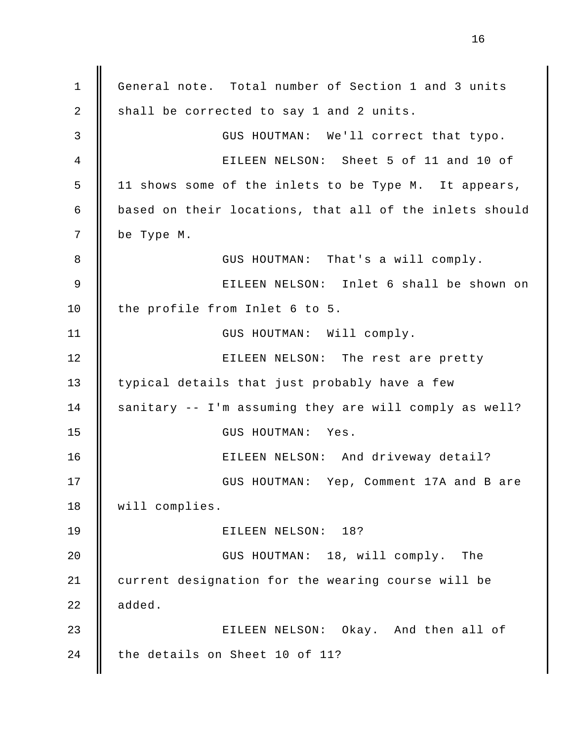General note. Total number of Section 1 and 3 units shall be corrected to say 1 and 2 units.

GUS HOUTMAN: We'll correct that typo.

EILEEN NELSON: Sheet 5 of 11 and 10 of 11 shows some of the inlets to be Type M. It appears, based on their locations, that all of the inlets should be Type M.

GUS HOUTMAN: That's a will comply.

EILEEN NELSON: Inlet 6 shall be shown on the profile from Inlet 6 to 5.

GUS HOUTMAN: Will comply.

EILEEN NELSON: The rest are pretty typical details that just probably have a few sanitary -- I'm assuming they are will comply as well?

GUS HOUTMAN: Yes.

EILEEN NELSON: And driveway detail?

GUS HOUTMAN: Yep, Comment 17A and B are will complies.

EILEEN NELSON: 18?

GUS HOUTMAN: 18, will comply. The current designation for the wearing course will be added.

EILEEN NELSON: Okay. And then all of the details on Sheet 10 of 11?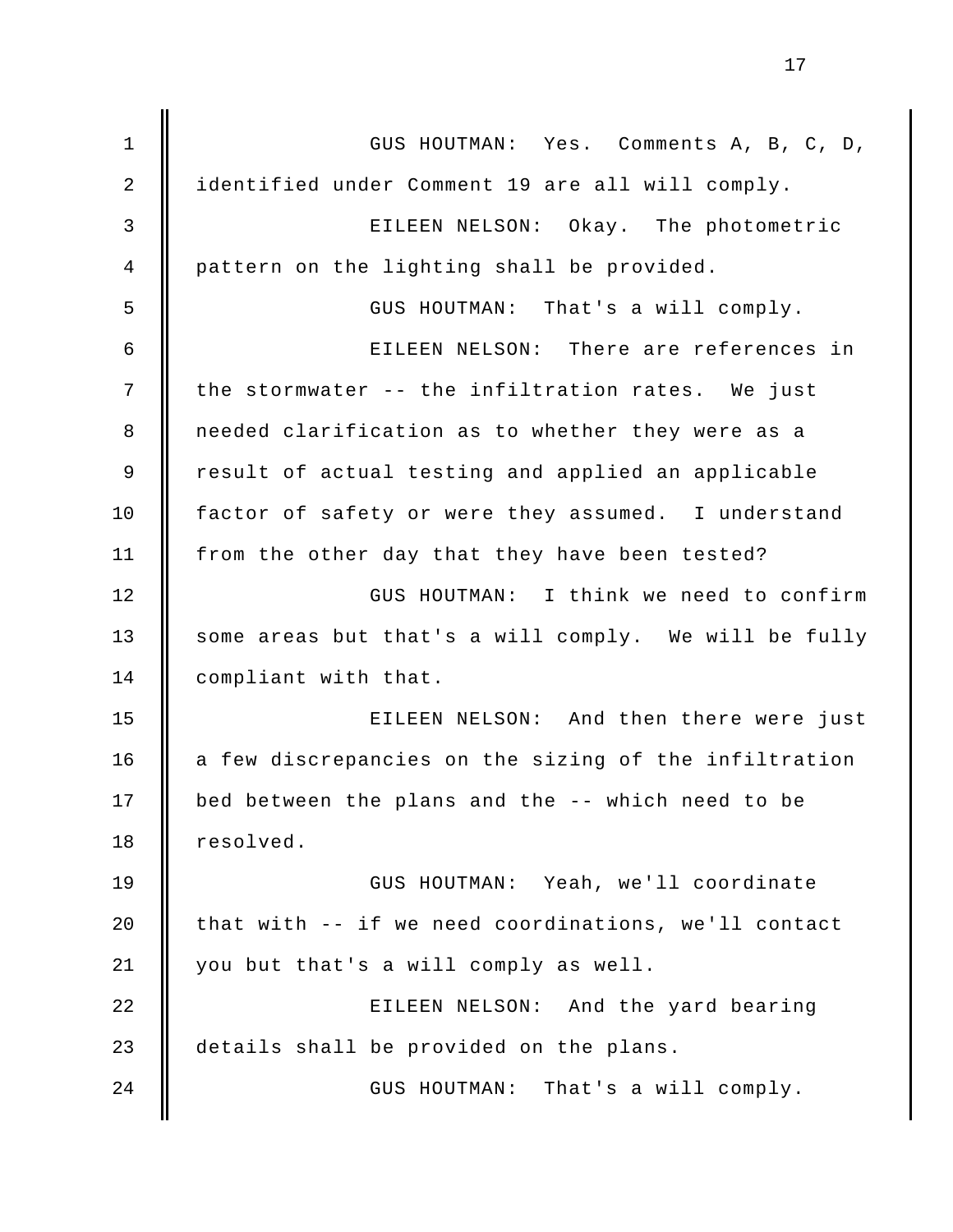GUS HOUTMAN: Yes. Comments A, B, C, D, identified under Comment 19 are all will comply.

EILEEN NELSON: Okay. The photometric pattern on the lighting shall be provided.

GUS HOUTMAN: That's a will comply.

EILEEN NELSON: There are references in the stormwater -- the infiltration rates. We just needed clarification as to whether they were as a result of actual testing and applied an applicable factor of safety or were they assumed. I understand from the other day that they have been tested?

GUS HOUTMAN: I think we need to confirm some areas but that's a will comply. We will be fully compliant with that.

EILEEN NELSON: And then there were just a few discrepancies on the sizing of the infiltration bed between the plans and the -- which need to be resolved.

GUS HOUTMAN: Yeah, we'll coordinate that with -- if we need coordinations, we'll contact you but that's a will comply as well.

EILEEN NELSON: And the yard bearing details shall be provided on the plans.

GUS HOUTMAN: That's a will comply.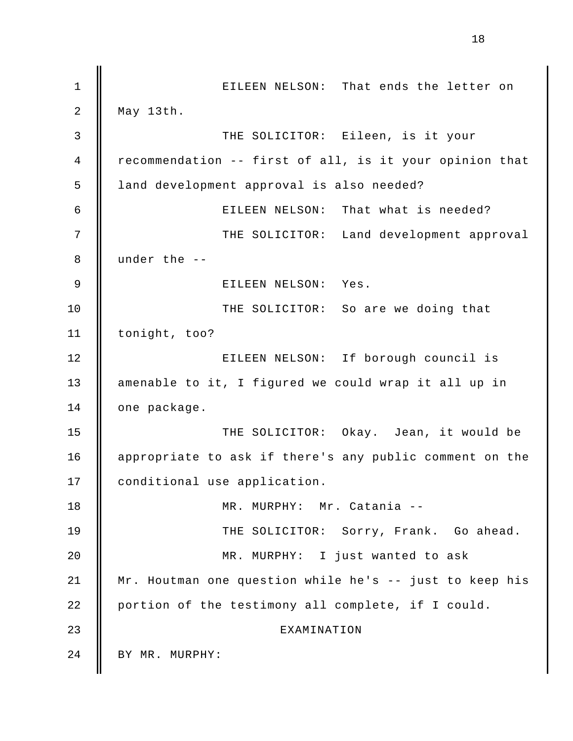EILEEN NELSON: That ends the letter on May 13th.

THE SOLICITOR: Eileen, is it your recommendation -- first of all, is it your opinion that land development approval is also needed?

EILEEN NELSON: That what is needed?

THE SOLICITOR: Land development approval under the --

EILEEN NELSON: Yes.

THE SOLICITOR: So are we doing that tonight, too?

EILEEN NELSON: If borough council is amenable to it, I figured we could wrap it all up in one package.

THE SOLICITOR: Okay. Jean, it would be appropriate to ask if there's any public comment on the conditional use application.

MR. MURPHY: Mr. Catania --

THE SOLICITOR: Sorry, Frank. Go ahead.

MR. MURPHY: I just wanted to ask Mr. Houtman one question while he's -- just to keep his portion of the testimony all complete, if I could.

EXAMINATION

BY MR. MURPHY: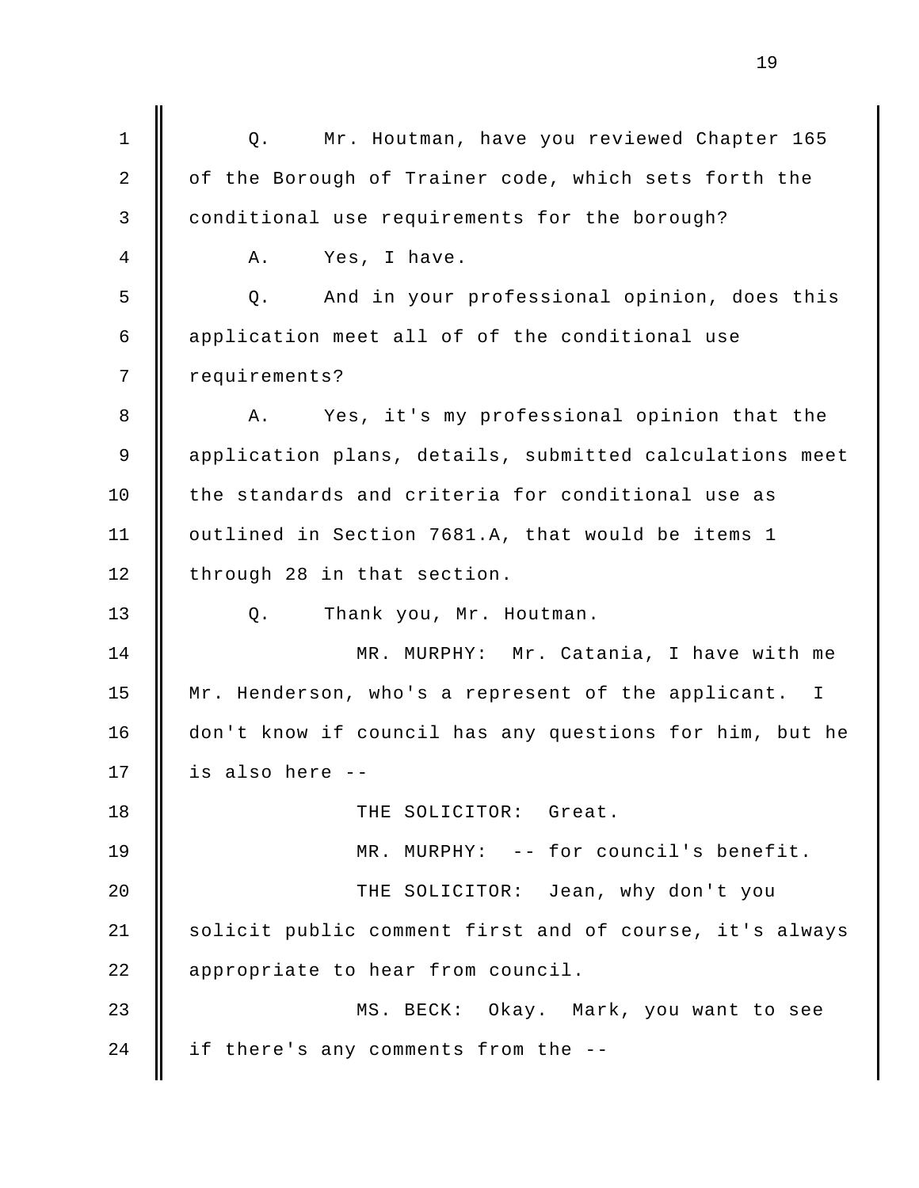Q. Mr. Houtman, have you reviewed Chapter 165 of the Borough of Trainer code, which sets forth the conditional use requirements for the borough?

A. Yes, I have.

Q. And in your professional opinion, does this application meet all of of the conditional use requirements?

A. Yes, it's my professional opinion that the application plans, details, submitted calculations meet the standards and criteria for conditional use as outlined in Section 7681.A, that would be items 1 through 28 in that section.

Q. Thank you, Mr. Houtman.

MR. MURPHY: Mr. Catania, I have with me Mr. Henderson, who's a represent of the applicant. I don't know if council has any questions for him, but he is also here --

THE SOLICITOR: Great.

MR. MURPHY: -- for council's benefit.

THE SOLICITOR: Jean, why don't you solicit public comment first and of course, it's always appropriate to hear from council.

MS. BECK: Okay. Mark, you want to see if there's any comments from the --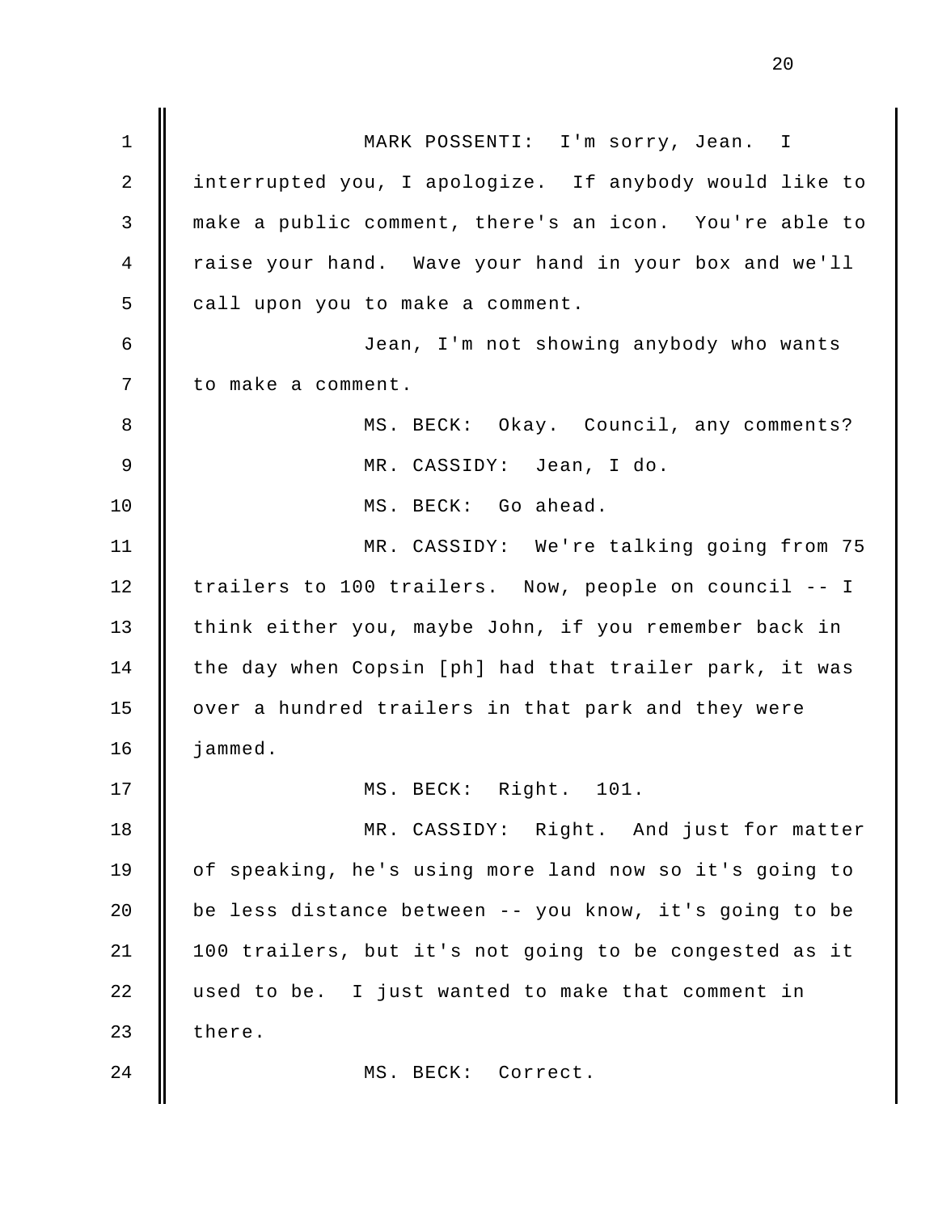MARK POSSENTI: I'm sorry, Jean. I interrupted you, I apologize. If anybody would like to make a public comment, there's an icon. You're able to raise your hand. Wave your hand in your box and we'll call upon you to make a comment.

Jean, I'm not showing anybody who wants to make a comment.

MS. BECK: Okay. Council, any comments?

MR. CASSIDY: Jean, I do.

MS. BECK: Go ahead.

MR. CASSIDY: We're talking going from 75 trailers to 100 trailers. Now, people on council -- I think either you, maybe John, if you remember back in the day when Copsin [ph] had that trailer park, it was over a hundred trailers in that park and they were jammed.

MS. BECK: Right. 101.

MR. CASSIDY: Right. And just for matter of speaking, he's using more land now so it's going to be less distance between -- you know, it's going to be 100 trailers, but it's not going to be congested as it used to be. I just wanted to make that comment in there.

MS. BECK: Correct.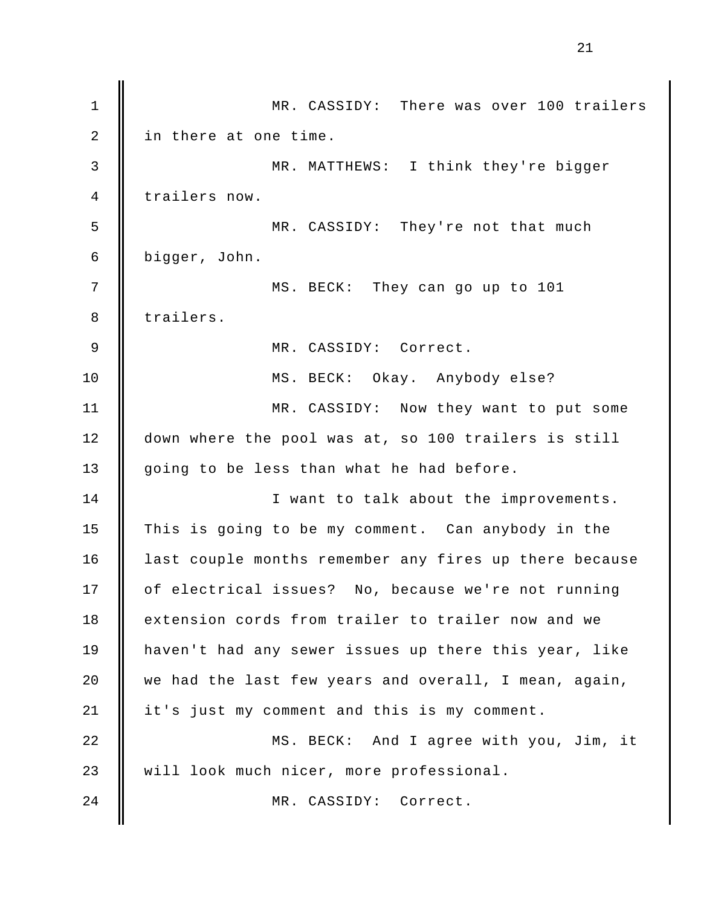MR. CASSIDY: There was over 100 trailers in there at one time.

MR. MATTHEWS: I think they're bigger trailers now.

MR. CASSIDY: They're not that much bigger, John.

MS. BECK: They can go up to 101 trailers.

MR. CASSIDY: Correct.

MS. BECK: Okay. Anybody else?

MR. CASSIDY: Now they want to put some down where the pool was at, so 100 trailers is still going to be less than what he had before.

I want to talk about the improvements. This is going to be my comment. Can anybody in the last couple months remember any fires up there because of electrical issues? No, because we're not running extension cords from trailer to trailer now and we haven't had any sewer issues up there this year, like we had the last few years and overall, I mean, again, it's just my comment and this is my comment.

MS. BECK: And I agree with you, Jim, it will look much nicer, more professional.

MR. CASSIDY: Correct.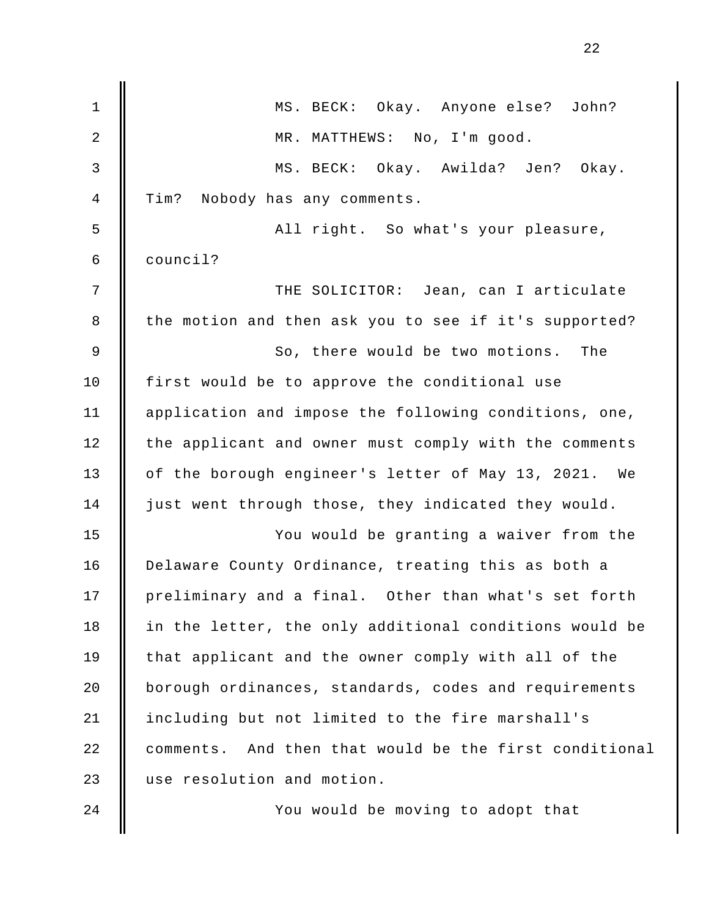MS. BECK: Okay. Anyone else? John?

MR. MATTHEWS: No, I'm good.

MS. BECK: Okay. Awilda? Jen? Okay. Tim? Nobody has any comments.

All right. So what's your pleasure, council?

THE SOLICITOR: Jean, can I articulate the motion and then ask you to see if it's supported?

So, there would be two motions. The first would be to approve the conditional use application and impose the following conditions, one, the applicant and owner must comply with the comments of the borough engineer's letter of May 13, 2021. We just went through those, they indicated they would.

You would be granting a waiver from the Delaware County Ordinance, treating this as both a preliminary and a final. Other than what's set forth in the letter, the only additional conditions would be that applicant and the owner comply with all of the borough ordinances, standards, codes and requirements including but not limited to the fire marshall's comments. And then that would be the first conditional use resolution and motion.

You would be moving to adopt that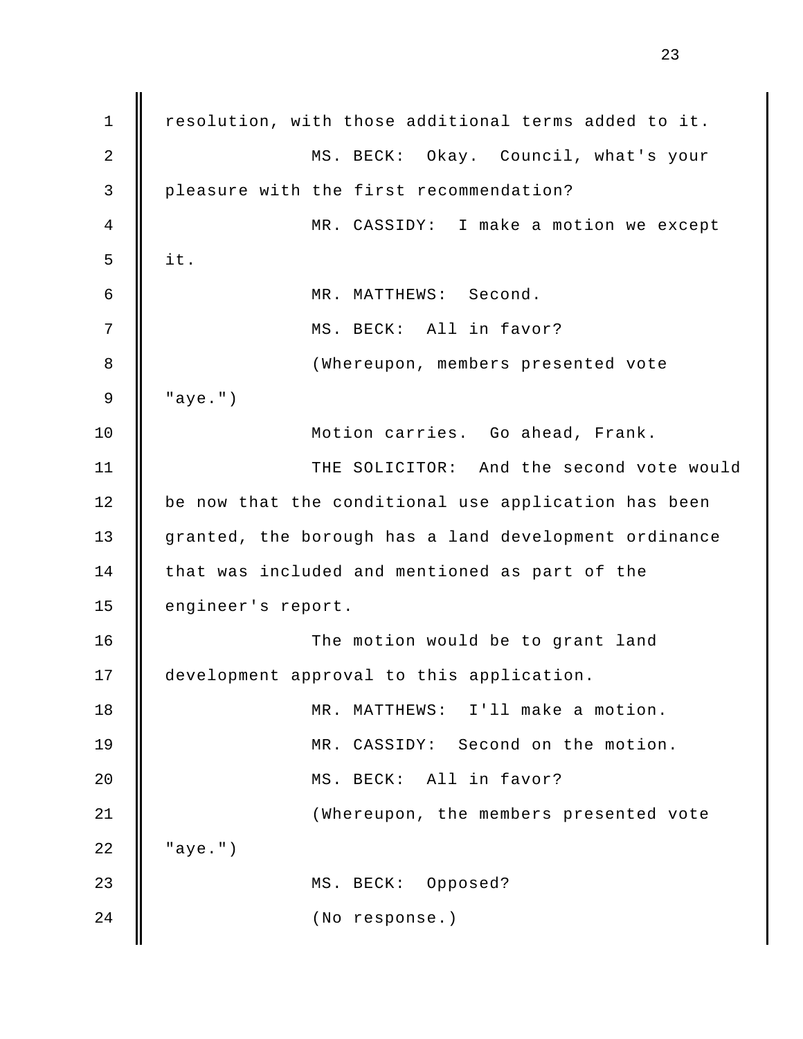resolution, with those additional terms added to it.

MS. BECK: Okay. Council, what's your pleasure with the first recommendation?

MR. CASSIDY: I make a motion we except it.

MR. MATTHEWS: Second.

MS. BECK: All in favor?

(Whereupon, members presented vote "aye.")

Motion carries. Go ahead, Frank.

THE SOLICITOR: And the second vote would be now that the conditional use application has been granted, the borough has a land development ordinance that was included and mentioned as part of the engineer's report.

The motion would be to grant land development approval to this application.

MR. MATTHEWS: I'll make a motion.

MR. CASSIDY: Second on the motion.

MS. BECK: All in favor?

(Whereupon, the members presented vote "aye.")

MS. BECK: Opposed?

(No response.)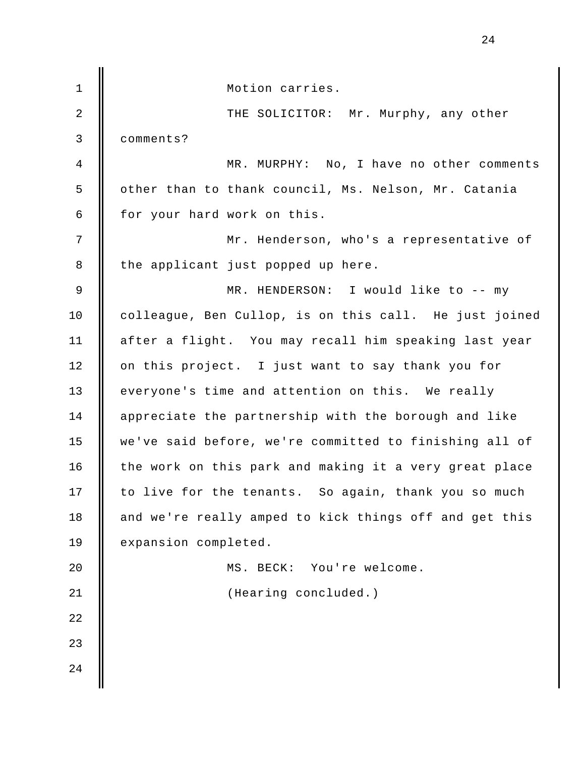Motion carries.

THE SOLICITOR: Mr. Murphy, any other comments?

MR. MURPHY: No, I have no other comments other than to thank council, Ms. Nelson, Mr. Catania for your hard work on this.

Mr. Henderson, who's a representative of the applicant just popped up here.

MR. HENDERSON: I would like to -- my colleague, Ben Cullop, is on this call. He just joined after a flight. You may recall him speaking last year on this project. I just want to say thank you for everyone's time and attention on this. We really appreciate the partnership with the borough and like we've said before, we're committed to finishing all of the work on this park and making it a very great place to live for the tenants. So again, thank you so much and we're really amped to kick things off and get this expansion completed.

MS. BECK: You're welcome.

(Hearing concluded.)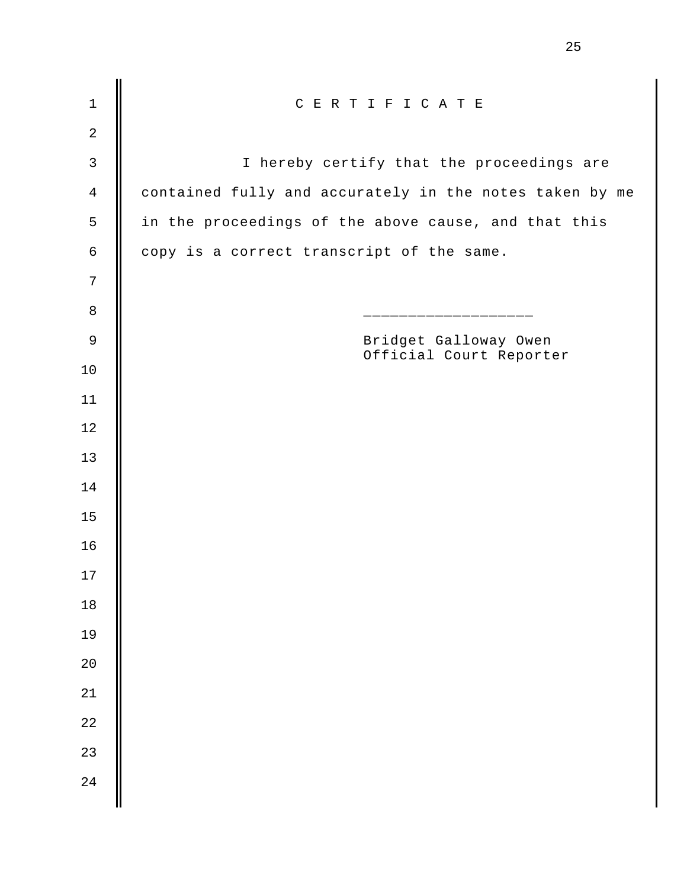# C E R T I F I C A T E

I hereby certify that the proceedings are contained fully and accurately in the notes taken by me in the proceedings of the above cause, and that this copy is a correct transcript of the same.

\_\_\_\_\_\_\_\_\_\_\_\_\_\_\_\_\_\_\_

Bridget Galloway Owen
Official Court Reporter